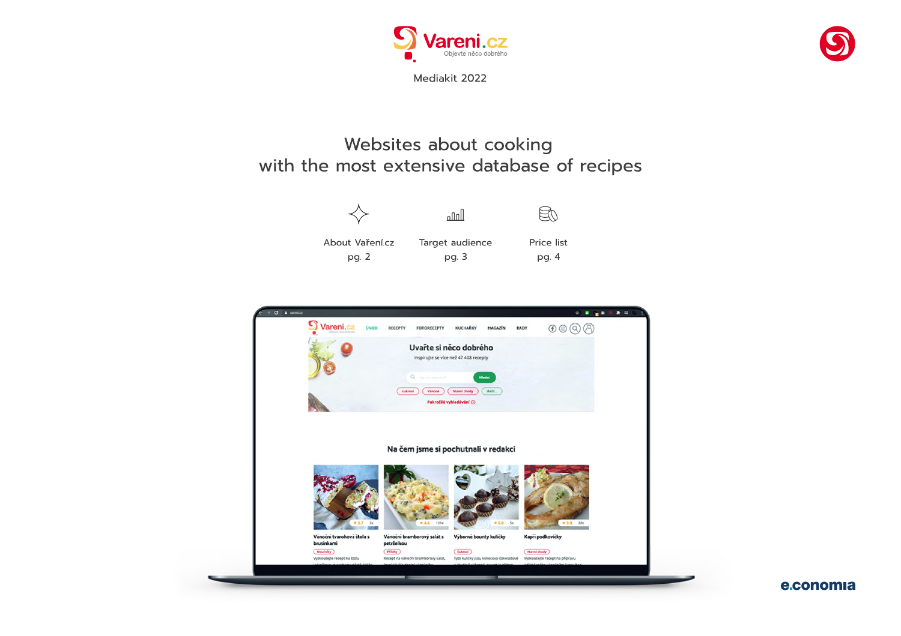Vareni.cz

Objevte něco dobrého

Mediakit 2022

# Websites about cooking with the most extensive database of recipes

About Vaření.cz
pg. 2

Target audience
pg. 3

Price list
pg. 4

e.conomia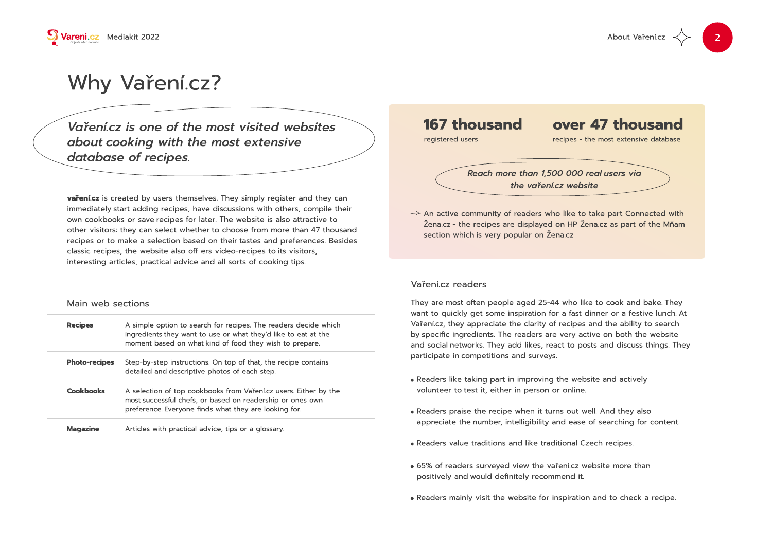# Why Vaření.cz?

*Vaření.cz is one of the most visited websites about cooking with the most extensive database of recipes.*

**vaření.cz** is created by users themselves. They simply register and they can immediately start adding recipes, have discussions with others, compile their own cookbooks or save recipes for later. The website is also attractive to other visitors: they can select whether to choose from more than 47 thousand recipes or to make a selection based on their tastes and preferences. Besides classic recipes, the website also off ers video-recipes to its visitors, interesting articles, practical advice and all sorts of cooking tips.

## Main web sections

| | |
|---|---|
| **Recipes** | A simple option to search for recipes. The readers decide which ingredients they want to use or what they'd like to eat at the moment based on what kind of food they wish to prepare. |
| **Photo-recipes** | Step-by-step instructions. On top of that, the recipe contains detailed and descriptive photos of each step. |
| **Cookbooks** | A selection of top cookbooks from Vaření.cz users. Either by the most successful chefs, or based on readership or ones own preference. Everyone finds what they are looking for. |
| **Magazine** | Articles with practical advice, tips or a glossary. |

**167 thousand**
registered users

**over 47 thousand**
recipes - the most extensive database

*Reach more than 1,500 000 real users via the vaření.cz website*

→ An active community of readers who like to take part Connected with Žena.cz - the recipes are displayed on HP Žena.cz as part of the Mňam section which is very popular on Žena.cz

## Vaření.cz readers

They are most often people aged 25-44 who like to cook and bake. They want to quickly get some inspiration for a fast dinner or a festive lunch. At Vaření.cz, they appreciate the clarity of recipes and the ability to search by specific ingredients. The readers are very active on both the website and social networks. They add likes, react to posts and discuss things. They participate in competitions and surveys.

- Readers like taking part in improving the website and actively volunteer to test it, either in person or online.
- Readers praise the recipe when it turns out well. And they also appreciate the number, intelligibility and ease of searching for content.
- Readers value traditions and like traditional Czech recipes.
- 65% of readers surveyed view the vaření.cz website more than positively and would definitely recommend it.
- Readers mainly visit the website for inspiration and to check a recipe.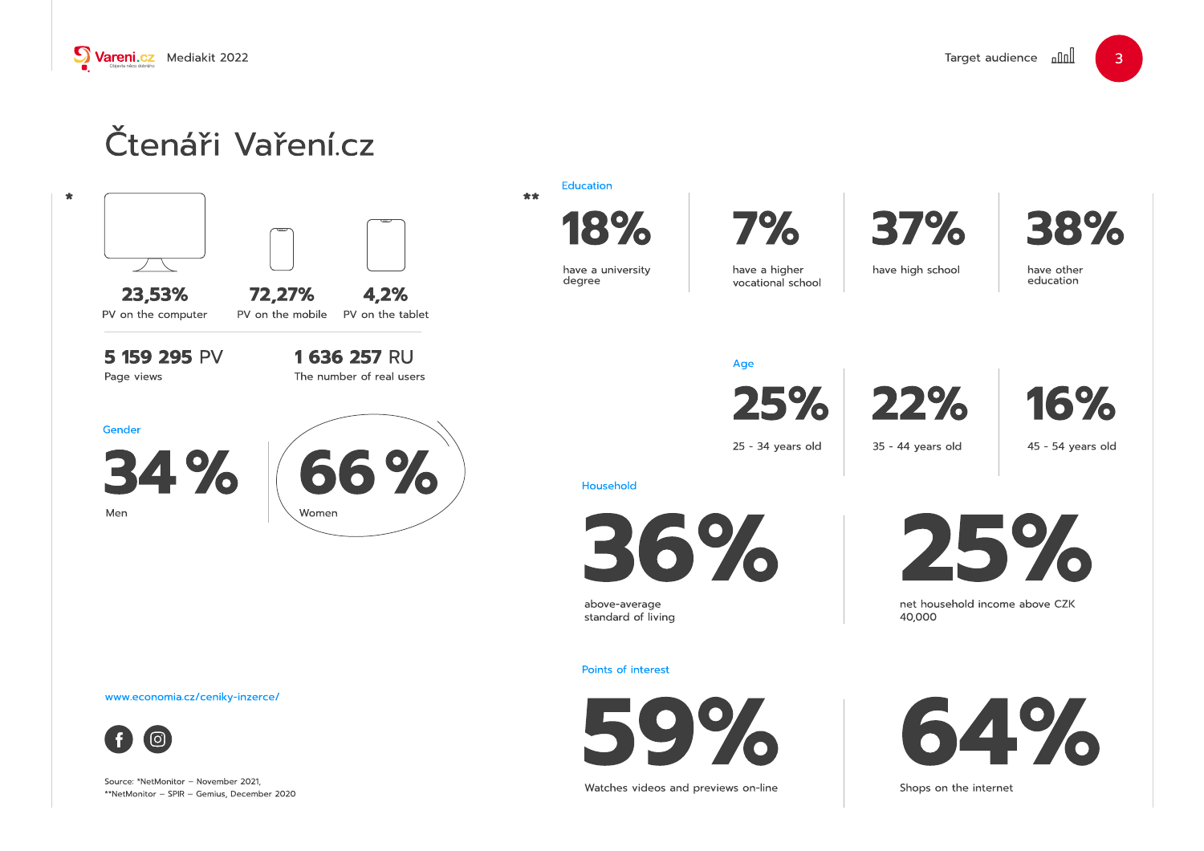# Čtenáři Vaření.cz

*

**23,53%**
PV on the computer

**72,27%**
PV on the mobile

**4,2%**
PV on the tablet

**5 159 295 PV**
Page views

**1 636 257 RU**
The number of real users

Gender

**34 %**
Men

**66 %**
Women

**

Education

**18%**
have a university degree

**7%**
have a higher vocational school

**37%**
have high school

**38%**
have other education

Age

**25%**
25 - 34 years old

**22%**
35 - 44 years old

**16%**
45 - 54 years old

Household

**36%**
above-average standard of living

**25%**
net household income above CZK 40,000

Points of interest

**59%**
Watches videos and previews on-line

**64%**
Shops on the internet

www.economia.cz/ceniky-inzerce/

Source: *NetMonitor – November 2021,
**NetMonitor – SPIR – Gemius, December 2020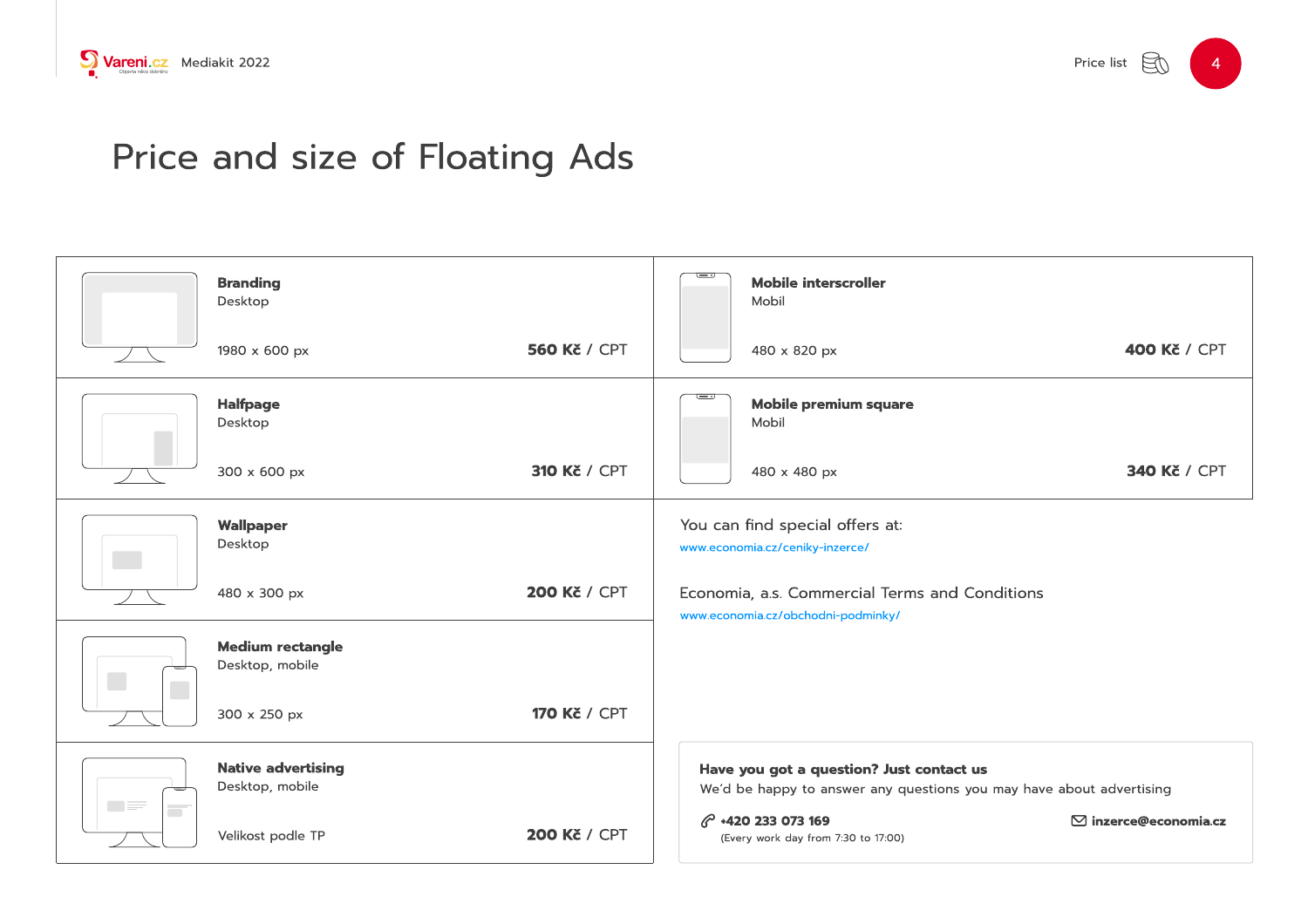# Price and size of Floating Ads

**Branding**
Desktop
1980 x 600 px
**560 Kč** / CPT

**Halfpage**
Desktop
300 x 600 px
**310 Kč** / CPT

**Wallpaper**
Desktop
480 x 300 px
**200 Kč** / CPT

**Medium rectangle**
Desktop, mobile
300 x 250 px
**170 Kč** / CPT

**Native advertising**
Desktop, mobile
Velikost podle TP
**200 Kč** / CPT

**Mobile interscroller**
Mobil
480 x 820 px
**400 Kč** / CPT

**Mobile premium square**
Mobil
480 x 480 px
**340 Kč** / CPT

You can find special offers at:
www.economia.cz/ceniky-inzerce/

Economia, a.s. Commercial Terms and Conditions
www.economia.cz/obchodni-podminky/

**Have you got a question? Just contact us**
We'd be happy to answer any questions you may have about advertising

**+420 233 073 169**
(Every work day from 7:30 to 17:00)

**inzerce@economia.cz**